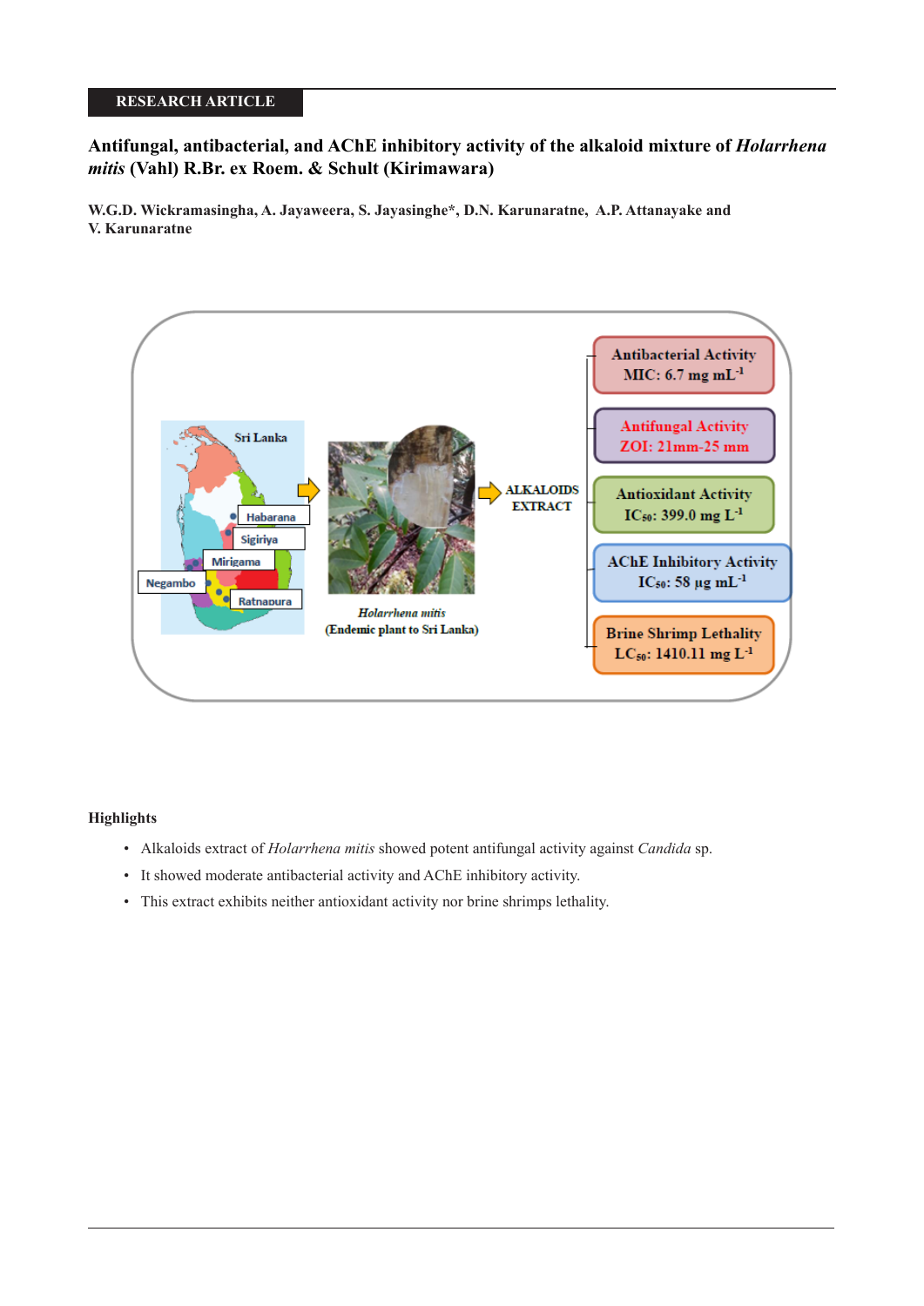RESEARCH ARTICLE

# Antifungal, antibacterial, and AChE inhibitory activity of the alkaloid mixture of *Holarrhena mitis* (Vahl) R.Br. ex Roem. & Schult (Kirimawara)

**W.G.D. Wickramasingha, A. Jayaweera, S. Jayasinghe\*, D.N. Karunaratne, A.P. Attanayake and V. Karunaratne**

Sri Lanka

Habarana

Sigiriya

Mirigama

Negambo

Ratnapura

*Holarrhena mitis*
(Endemic plant to Sri Lanka)

ALKALOIDS EXTRACT

Antibacterial Activity
MIC: 6.7 mg mL$^{-1}$

Antifungal Activity
ZOI: 21mm-25 mm

Antioxidant Activity
$IC_{50}$: 399.0 mg L$^{-1}$

AChE Inhibitory Activity
$IC_{50}$: 58 µg mL$^{-1}$

Brine Shrimp Lethality
$LC_{50}$: 1410.11 mg L$^{-1}$

**Highlights**

- Alkaloids extract of *Holarrhena mitis* showed potent antifungal activity against *Candida* sp.
- It showed moderate antibacterial activity and AChE inhibitory activity.
- This extract exhibits neither antioxidant activity nor brine shrimps lethality.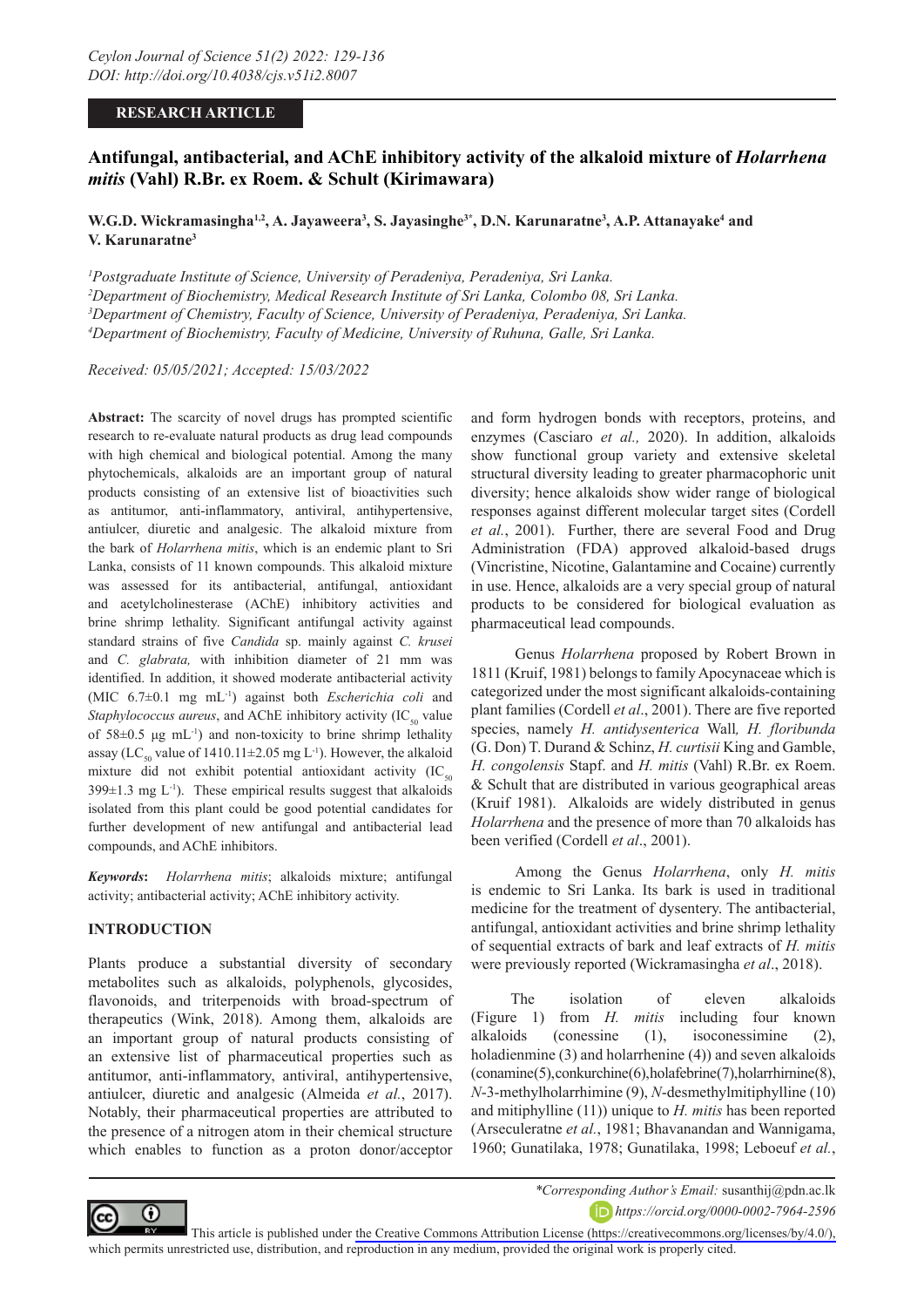**RESEARCH ARTICLE**

# Antifungal, antibacterial, and AChE inhibitory activity of the alkaloid mixture of *Holarrhena mitis* (Vahl) R.Br. ex Roem. & Schult (Kirimawara)

**W.G.D. Wickramasingha[1,2], A. Jayaweera[3], S. Jayasinghe[3*], D.N. Karunaratne[3], A.P. Attanayake[4] and V. Karunaratne[3]**

[1]*Postgraduate Institute of Science, University of Peradeniya, Peradeniya, Sri Lanka.*
[2]*Department of Biochemistry, Medical Research Institute of Sri Lanka, Colombo 08, Sri Lanka.*
[3]*Department of Chemistry, Faculty of Science, University of Peradeniya, Peradeniya, Sri Lanka.*
[4]*Department of Biochemistry, Faculty of Medicine, University of Ruhuna, Galle, Sri Lanka.*

*Received: 05/05/2021; Accepted: 15/03/2022*

**Abstract:** The scarcity of novel drugs has prompted scientific research to re-evaluate natural products as drug lead compounds with high chemical and biological potential. Among the many phytochemicals, alkaloids are an important group of natural products consisting of an extensive list of bioactivities such as antitumor, anti-inflammatory, antiviral, antihypertensive, antiulcer, diuretic and analgesic. The alkaloid mixture from the bark of *Holarrhena mitis*, which is an endemic plant to Sri Lanka, consists of 11 known compounds. This alkaloid mixture was assessed for its antibacterial, antifungal, antioxidant and acetylcholinesterase (AChE) inhibitory activities and brine shrimp lethality. Significant antifungal activity against standard strains of five *Candida* sp. mainly against *C. krusei* and *C. glabrata,* with inhibition diameter of 21 mm was identified. In addition, it showed moderate antibacterial activity (MIC 6.7±0.1 mg $mL^{-1}$) against both *Escherichia coli* and *Staphylococcus aureus*, and AChE inhibitory activity ($IC_{50}$ value of 58±0.5 μg $mL^{-1}$) and non-toxicity to brine shrimp lethality assay ($LC_{50}$ value of 1410.11±2.05 mg $L^{-1}$). However, the alkaloid mixture did not exhibit potential antioxidant activity ($IC_{50}$ 399±1.3 mg $L^{-1}$). These empirical results suggest that alkaloids isolated from this plant could be good potential candidates for further development of new antifungal and antibacterial lead compounds, and AChE inhibitors.

***Keywords*:** *Holarrhena mitis*; alkaloids mixture; antifungal activity; antibacterial activity; AChE inhibitory activity.

## INTRODUCTION

Plants produce a substantial diversity of secondary metabolites such as alkaloids, polyphenols, glycosides, flavonoids, and triterpenoids with broad-spectrum of therapeutics (Wink, 2018). Among them, alkaloids are an important group of natural products consisting of an extensive list of pharmaceutical properties such as antitumor, anti-inflammatory, antiviral, antihypertensive, antiulcer, diuretic and analgesic (Almeida *et al.*, 2017). Notably, their pharmaceutical properties are attributed to the presence of a nitrogen atom in their chemical structure which enables to function as a proton donor/acceptor and form hydrogen bonds with receptors, proteins, and enzymes (Casciaro *et al.,* 2020). In addition, alkaloids show functional group variety and extensive skeletal structural diversity leading to greater pharmacophoric unit diversity; hence alkaloids show wider range of biological responses against different molecular target sites (Cordell *et al.*, 2001). Further, there are several Food and Drug Administration (FDA) approved alkaloid-based drugs (Vincristine, Nicotine, Galantamine and Cocaine) currently in use. Hence, alkaloids are a very special group of natural products to be considered for biological evaluation as pharmaceutical lead compounds.

Genus *Holarrhena* proposed by Robert Brown in 1811 (Kruif, 1981) belongs to family Apocynaceae which is categorized under the most significant alkaloids-containing plant families (Cordell *et al*., 2001). There are five reported species, namely *H. antidysenterica* Wall*, H. floribunda* (G. Don) T. Durand & Schinz, *H. curtisii* King and Gamble, *H. congolensis* Stapf. and *H. mitis* (Vahl) R.Br. ex Roem. & Schult that are distributed in various geographical areas (Kruif 1981). Alkaloids are widely distributed in genus *Holarrhena* and the presence of more than 70 alkaloids has been verified (Cordell *et al*., 2001).

Among the Genus *Holarrhena*, only *H. mitis* is endemic to Sri Lanka. Its bark is used in traditional medicine for the treatment of dysentery. The antibacterial, antifungal, antioxidant activities and brine shrimp lethality of sequential extracts of bark and leaf extracts of *H. mitis* were previously reported (Wickramasingha *et al*., 2018).

The isolation of eleven alkaloids (Figure 1) from *H. mitis* including four known alkaloids (conessine (1), isoconessimine (2), holadienmine (3) and holarrhenine (4)) and seven alkaloids (conamine(5), conkurchine(6), holafebrine(7), holarrhirnine(8), *N*-3-methylholarrhimine (9), *N*-desmethylmitiphylline (10) and mitiphylline (11)) unique to *H. mitis* has been reported (Arseculeratne *et al.*, 1981; Bhavanandan and Wannigama, 1960; Gunatilaka, 1978; Gunatilaka, 1998; Leboeuf *et al.*,

*\*Corresponding Author's Email:* susanthij@pdn.ac.lk
*https://orcid.org/0000-0002-7964-2596*

This article is published under the Creative Commons Attribution License (https://creativecommons.org/licenses/by/4.0/), which permits unrestricted use, distribution, and reproduction in any medium, provided the original work is properly cited.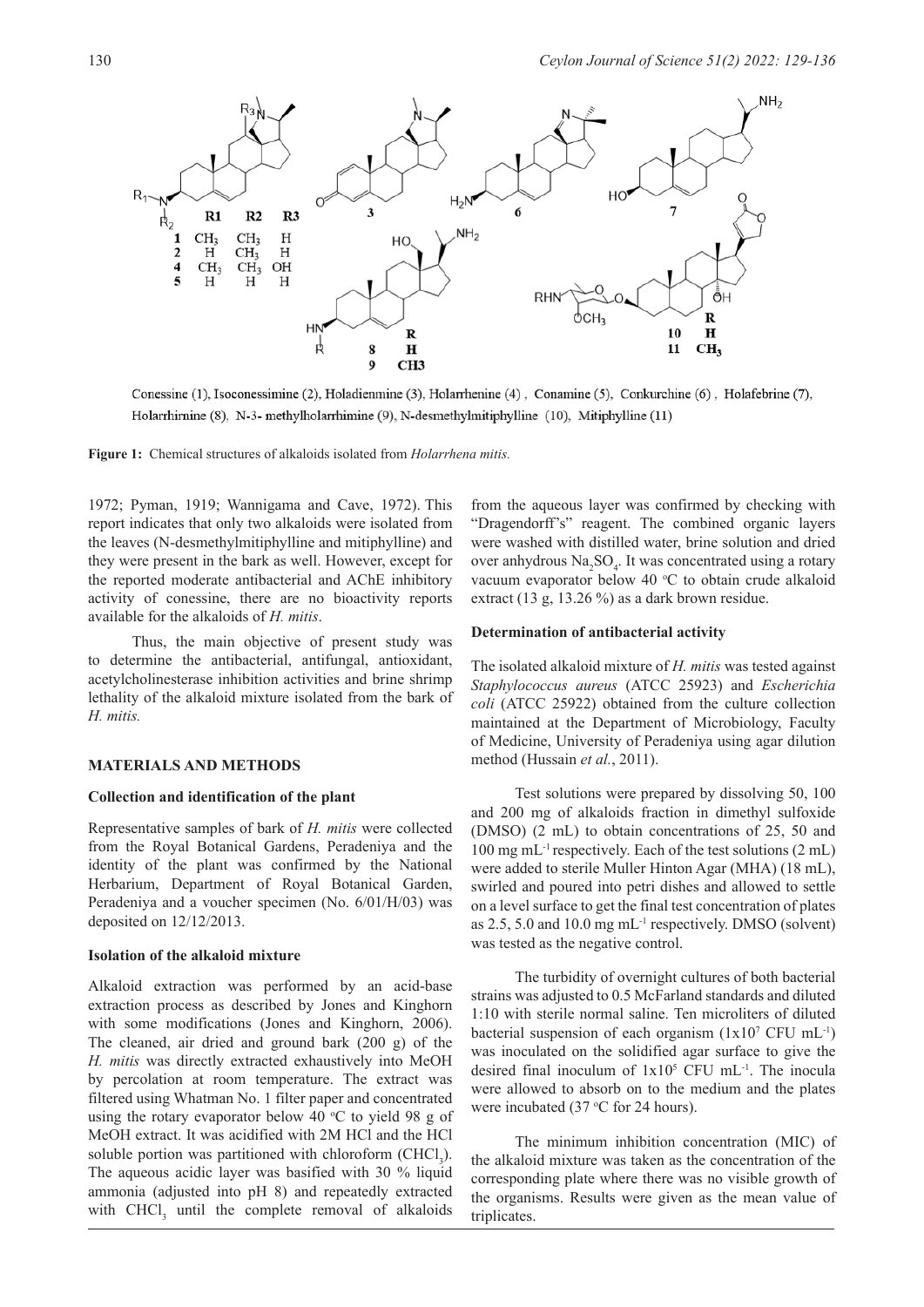Conessine (1), Isoconessimine (2), Holadienmine (3), Holarrhenine (4) , Conamine (5), Conkurchine (6) , Holafebrine (7), Holarrhimine (8), N-3- methylholarrhimine (9), N-desmethylmitiphylline (10), Mitiphylline (11)

**Figure 1:** Chemical structures of alkaloids isolated from *Holarrhena mitis.*

1972; Pyman, 1919; Wannigama and Cave, 1972). This report indicates that only two alkaloids were isolated from the leaves (N-desmethylmitiphylline and mitiphylline) and they were present in the bark as well. However, except for the reported moderate antibacterial and AChE inhibitory activity of conessine, there are no bioactivity reports available for the alkaloids of *H. mitis*.

Thus, the main objective of present study was to determine the antibacterial, antifungal, antioxidant, acetylcholinesterase inhibition activities and brine shrimp lethality of the alkaloid mixture isolated from the bark of *H. mitis.*

## MATERIALS AND METHODS

### Collection and identification of the plant

Representative samples of bark of *H. mitis* were collected from the Royal Botanical Gardens, Peradeniya and the identity of the plant was confirmed by the National Herbarium, Department of Royal Botanical Garden, Peradeniya and a voucher specimen (No. 6/01/H/03) was deposited on 12/12/2013.

### Isolation of the alkaloid mixture

Alkaloid extraction was performed by an acid-base extraction process as described by Jones and Kinghorn with some modifications (Jones and Kinghorn, 2006). The cleaned, air dried and ground bark (200 g) of the *H. mitis* was directly extracted exhaustively into MeOH by percolation at room temperature. The extract was filtered using Whatman No. 1 filter paper and concentrated using the rotary evaporator below 40 °C to yield 98 g of MeOH extract. It was acidified with 2M HCl and the HCl soluble portion was partitioned with chloroform ($CHCl_3$). The aqueous acidic layer was basified with 30 % liquid ammonia (adjusted into pH 8) and repeatedly extracted with $CHCl_3$ until the complete removal of alkaloids from the aqueous layer was confirmed by checking with "Dragendorff's" reagent. The combined organic layers were washed with distilled water, brine solution and dried over anhydrous $Na_2SO_4$. It was concentrated using a rotary vacuum evaporator below 40 °C to obtain crude alkaloid extract (13 g, 13.26 %) as a dark brown residue.

### Determination of antibacterial activity

The isolated alkaloid mixture of *H. mitis* was tested against *Staphylococcus aureus* (ATCC 25923) and *Escherichia coli* (ATCC 25922) obtained from the culture collection maintained at the Department of Microbiology, Faculty of Medicine, University of Peradeniya using agar dilution method (Hussain *et al.*, 2011).

Test solutions were prepared by dissolving 50, 100 and 200 mg of alkaloids fraction in dimethyl sulfoxide (DMSO) (2 mL) to obtain concentrations of 25, 50 and 100 mg $mL^{-1}$ respectively. Each of the test solutions (2 mL) were added to sterile Muller Hinton Agar (MHA) (18 mL), swirled and poured into petri dishes and allowed to settle on a level surface to get the final test concentration of plates as 2.5, 5.0 and 10.0 mg $mL^{-1}$ respectively. DMSO (solvent) was tested as the negative control.

The turbidity of overnight cultures of both bacterial strains was adjusted to 0.5 McFarland standards and diluted 1:10 with sterile normal saline. Ten microliters of diluted bacterial suspension of each organism ($1x10^7$ CFU $mL^{-1}$) was inoculated on the solidified agar surface to give the desired final inoculum of $1x10^5$ CFU $mL^{-1}$. The inocula were allowed to absorb on to the medium and the plates were incubated (37 °C for 24 hours).

The minimum inhibition concentration (MIC) of the alkaloid mixture was taken as the concentration of the corresponding plate where there was no visible growth of the organisms. Results were given as the mean value of triplicates.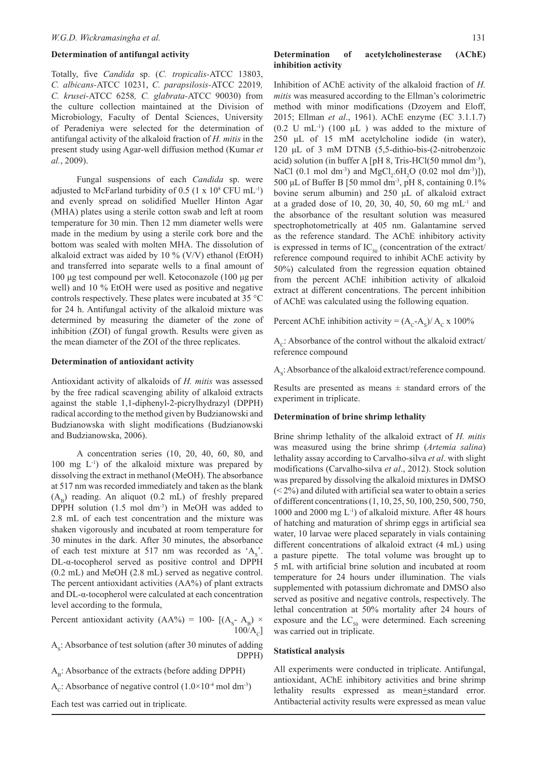### Determination of antifungal activity

Totally, five *Candida* sp. (*C. tropicalis*-ATCC 13803, *C. albicans*-ATCC 10231, *C. parapsilosis*-ATCC 22019*, C. krusei*-ATCC 6258*, C. glabrata*-ATCC 90030) from the culture collection maintained at the Division of Microbiology, Faculty of Dental Sciences, University of Peradeniya were selected for the determination of antifungal activity of the alkaloid fraction of *H. mitis* in the present study using Agar-well diffusion method (Kumar *et al.*, 2009).

Fungal suspensions of each *Candida* sp. were adjusted to McFarland turbidity of 0.5 ($1 \times 10^8$ CFU $mL^{-1}$) and evenly spread on solidified Mueller Hinton Agar (MHA) plates using a sterile cotton swab and left at room temperature for 30 min. Then 12 mm diameter wells were made in the medium by using a sterile cork bore and the bottom was sealed with molten MHA. The dissolution of alkaloid extract was aided by 10 % (V/V) ethanol (EtOH) and transferred into separate wells to a final amount of 100 µg test compound per well. Ketoconazole (100 µg per well) and 10 % EtOH were used as positive and negative controls respectively. These plates were incubated at 35 °C for 24 h. Antifungal activity of the alkaloid mixture was determined by measuring the diameter of the zone of inhibition (ZOI) of fungal growth. Results were given as the mean diameter of the ZOI of the three replicates.

### Determination of antioxidant activity

Antioxidant activity of alkaloids of *H. mitis* was assessed by the free radical scavenging ability of alkaloid extracts against the stable 1,1-diphenyl-2-picrylhydrazyl (DPPH) radical according to the method given by Budzianowski and Budzianowska with slight modifications (Budzianowski and Budzianowska, 2006).

A concentration series (10, 20, 40, 60, 80, and 100 mg $L^{-1}$) of the alkaloid mixture was prepared by dissolving the extract in methanol (MeOH). The absorbance at 517 nm was recorded immediately and taken as the blank ($A_B$) reading. An aliquot (0.2 mL) of freshly prepared DPPH solution (1.5 mol $dm^{-3}$) in MeOH was added to 2.8 mL of each test concentration and the mixture was shaken vigorously and incubated at room temperature for 30 minutes in the dark. After 30 minutes, the absorbance of each test mixture at 517 nm was recorded as '$A_S$'. DL-α-tocopherol served as positive control and DPPH (0.2 mL) and MeOH (2.8 mL) served as negative control. The percent antioxidant activities (AA%) of plant extracts and DL-α-tocopherol were calculated at each concentration level according to the formula,

$$\text{Percent antioxidant activity (AA\%)} = 100 - [(A_S - A_B) \times 100/A_C]$$

$A_S$: Absorbance of test solution (after 30 minutes of adding DPPH)

$A_B$: Absorbance of the extracts (before adding DPPH)

$A_C$: Absorbance of negative control ($1.0 \times 10^{-4}$ mol $dm^{-3}$)

Each test was carried out in triplicate.

### Determination of acetylcholinesterase (AChE) inhibition activity

Inhibition of AChE activity of the alkaloid fraction of *H. mitis* was measured according to the Ellman's colorimetric method with minor modifications (Dzoyem and Eloff, 2015; Ellman *et al*., 1961). AChE enzyme (EC 3.1.1.7) (0.2 U $mL^{-1}$) (100 µL ) was added to the mixture of 250 µL of 15 mM acetylcholine iodide (in water), 120 µL of 3 mM DTNB (5,5-dithio-bis-(2-nitrobenzoic acid) solution (in buffer A [pH 8, Tris-HCl(50 mmol $dm^{-3}$), NaCl (0.1 mol $dm^{-3}$) and $MgCl_2.6H_2O$ (0.02 mol $dm^{-3}$)]), 500 µL of Buffer B [50 mmol $dm^{-3}$, pH 8, containing 0.1% bovine serum albumin) and 250 µL of alkaloid extract at a graded dose of 10, 20, 30, 40, 50, 60 mg $mL^{-1}$ and the absorbance of the resultant solution was measured spectrophotometrically at 405 nm. Galantamine served as the reference standard. The AChE inhibitory activity is expressed in terms of $IC_{50}$ (concentration of the extract/ reference compound required to inhibit AChE activity by 50%) calculated from the regression equation obtained from the percent AChE inhibition activity of alkaloid extract at different concentrations. The percent inhibition of AChE was calculated using the following equation.

$$\text{Percent AChE inhibition activity} = (A_C - A_S)/ A_C \times 100\%$$

$A_C$: Absorbance of the control without the alkaloid extract/ reference compound

$A_S$: Absorbance of the alkaloid extract/reference compound.

Results are presented as means ± standard errors of the experiment in triplicate.

### Determination of brine shrimp lethality

Brine shrimp lethality of the alkaloid extract of *H. mitis* was measured using the brine shrimp (*Artemia salina*) lethality assay according to Carvalho-silva *et al*. with slight modifications (Carvalho-silva *et al*., 2012). Stock solution was prepared by dissolving the alkaloid mixtures in DMSO (< 2%) and diluted with artificial sea water to obtain a series of different concentrations (1, 10, 25, 50, 100, 250, 500, 750, 1000 and 2000 mg $L^{-1}$) of alkaloid mixture. After 48 hours of hatching and maturation of shrimp eggs in artificial sea water, 10 larvae were placed separately in vials containing different concentrations of alkaloid extract (4 mL) using a pasture pipette. The total volume was brought up to 5 mL with artificial brine solution and incubated at room temperature for 24 hours under illumination. The vials supplemented with potassium dichromate and DMSO also served as positive and negative controls, respectively. The lethal concentration at 50% mortality after 24 hours of exposure and the $LC_{50}$ were determined. Each screening was carried out in triplicate.

### Statistical analysis

All experiments were conducted in triplicate. Antifungal, antioxidant, AChE inhibitory activities and brine shrimp lethality results expressed as mean±standard error. Antibacterial activity results were expressed as mean value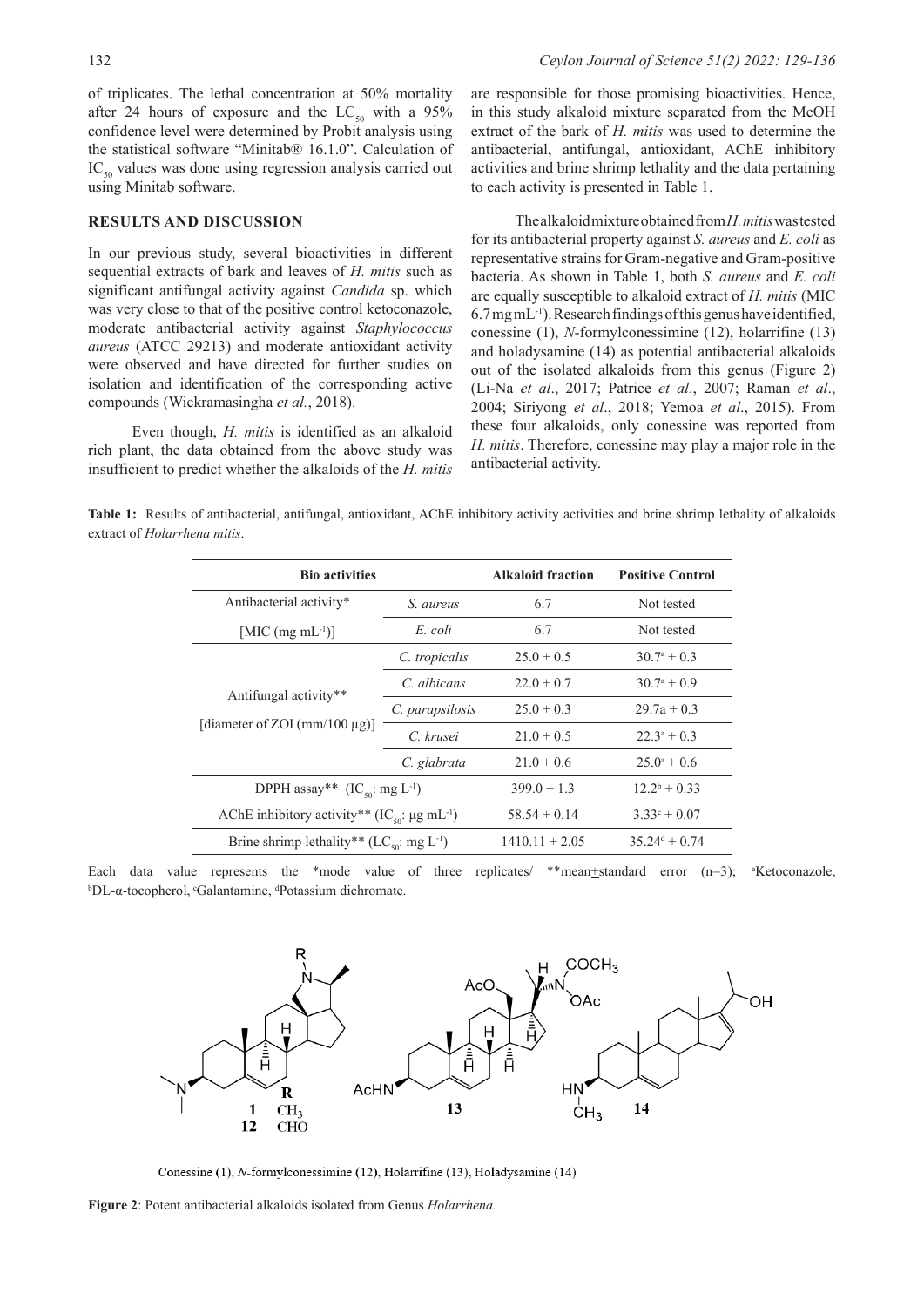of triplicates. The lethal concentration at 50% mortality after 24 hours of exposure and the $LC_{50}$ with a 95% confidence level were determined by Probit analysis using the statistical software "Minitab® 16.1.0". Calculation of $IC_{50}$ values was done using regression analysis carried out using Minitab software.

## RESULTS AND DISCUSSION

In our previous study, several bioactivities in different sequential extracts of bark and leaves of *H. mitis* such as significant antifungal activity against *Candida* sp. which was very close to that of the positive control ketoconazole, moderate antibacterial activity against *Staphylococcus aureus* (ATCC 29213) and moderate antioxidant activity were observed and have directed for further studies on isolation and identification of the corresponding active compounds (Wickramasingha *et al.*, 2018).

Even though, *H. mitis* is identified as an alkaloid rich plant, the data obtained from the above study was insufficient to predict whether the alkaloids of the *H. mitis* are responsible for those promising bioactivities. Hence, in this study alkaloid mixture separated from the MeOH extract of the bark of *H. mitis* was used to determine the antibacterial, antifungal, antioxidant, AChE inhibitory activities and brine shrimp lethality and the data pertaining to each activity is presented in Table 1.

The alkaloid mixture obtained from *H. mitis* was tested for its antibacterial property against *S. aureus* and *E. coli* as representative strains for Gram-negative and Gram-positive bacteria. As shown in Table 1, both *S. aureus* and *E. coli* are equally susceptible to alkaloid extract of *H. mitis* (MIC 6.7 mg $mL^{-1}$). Research findings of this genus have identified, conessine (1), *N*-formylconessimine (12), holarrifine (13) and holadysamine (14) as potential antibacterial alkaloids out of the isolated alkaloids from this genus (Figure 2) (Li-Na *et al*., 2017; Patrice *et al*., 2007; Raman *et al*., 2004; Siriyong *et al*., 2018; Yemoa *et al*., 2015). From these four alkaloids, only conessine was reported from *H. mitis*. Therefore, conessine may play a major role in the antibacterial activity.

**Table 1:** Results of antibacterial, antifungal, antioxidant, AChE inhibitory activity activities and brine shrimp lethality of alkaloids extract of *Holarrhena mitis*.

| Bio activities | | Alkaloid fraction | Positive Control |
|---|---|---|---|
| Antibacterial activity* [MIC (mg $mL^{-1}$)] | *S. aureus* | 6.7 | Not tested |
| | *E. coli* | 6.7 | Not tested |
| Antifungal activity** [diameter of ZOI (mm/100 μg)] | *C. tropicalis* | 25.0 + 0.5 | $30.7^{a}$ + 0.3 |
| | *C. albicans* | 22.0 + 0.7 | $30.7^{a}$ + 0.9 |
| | *C. parapsilosis* | 25.0 + 0.3 | 29.7a + 0.3 |
| | *C. krusei* | 21.0 + 0.5 | $22.3^{a}$ + 0.3 |
| | *C. glabrata* | 21.0 + 0.6 | $25.0^{a}$ + 0.6 |
| DPPH assay** ($IC_{50}$: mg $L^{-1}$) | | 399.0 + 1.3 | $12.2^{b}$ + 0.33 |
| AChE inhibitory activity** ($IC_{50}$: μg $mL^{-1}$) | | 58.54 + 0.14 | $3.33^{c}$ + 0.07 |
| Brine shrimp lethality** ($LC_{50}$: mg $L^{-1}$) | | 1410.11 + 2.05 | $35.24^{d}$ + 0.74 |

Each data value represents the *mode value of three replicates/ **mean±standard error (n=3); [a]Ketoconazole, [b]DL-α-tocopherol, [c]Galantamine, [d]Potassium dichromate.

Conessine (1), *N*-formylconessimine (12), Holarrifine (13), Holadysamine (14)

**Figure 2**: Potent antibacterial alkaloids isolated from Genus *Holarrhena.*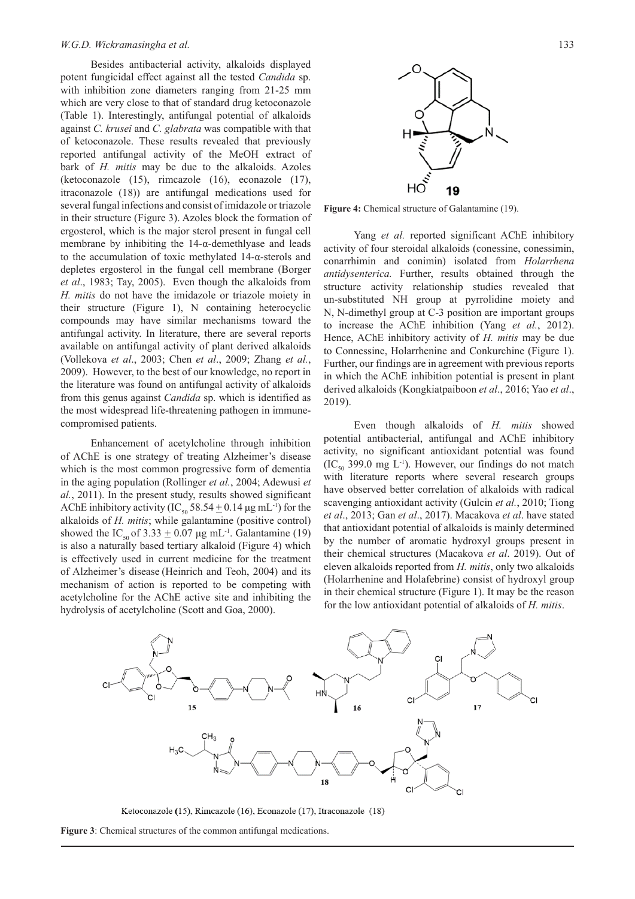Besides antibacterial activity, alkaloids displayed potent fungicidal effect against all the tested *Candida* sp. with inhibition zone diameters ranging from 21-25 mm which are very close to that of standard drug ketoconazole (Table 1). Interestingly, antifungal potential of alkaloids against *C. krusei* and *C. glabrata* was compatible with that of ketoconazole. These results revealed that previously reported antifungal activity of the MeOH extract of bark of *H. mitis* may be due to the alkaloids. Azoles (ketoconazole (15), rimcazole (16), econazole (17), itraconazole (18)) are antifungal medications used for several fungal infections and consist of imidazole or triazole in their structure (Figure 3). Azoles block the formation of ergosterol, which is the major sterol present in fungal cell membrane by inhibiting the 14-α-demethlyase and leads to the accumulation of toxic methylated 14-α-sterols and depletes ergosterol in the fungal cell membrane (Borger *et al*., 1983; Tay, 2005). Even though the alkaloids from *H. mitis* do not have the imidazole or triazole moiety in their structure (Figure 1), N containing heterocyclic compounds may have similar mechanisms toward the antifungal activity. In literature, there are several reports available on antifungal activity of plant derived alkaloids (Vollekova *et al*., 2003; Chen *et al*., 2009; Zhang *et al.*, 2009). However, to the best of our knowledge, no report in the literature was found on antifungal activity of alkaloids from this genus against *Candida* sp. which is identified as the most widespread life-threatening pathogen in immune-compromised patients.

Enhancement of acetylcholine through inhibition of AChE is one strategy of treating Alzheimer's disease which is the most common progressive form of dementia in the aging population (Rollinger *et al.*, 2004; Adewusi *et al.*, 2011). In the present study, results showed significant AChE inhibitory activity ($IC_{50}$ 58.54 $\pm$ 0.14 µg $mL^{-1}$) for the alkaloids of *H. mitis*; while galantamine (positive control) showed the $IC_{50}$ of 3.33 $\pm$ 0.07 µg $mL^{-1}$. Galantamine (19) is also a naturally based tertiary alkaloid (Figure 4) which is effectively used in current medicine for the treatment of Alzheimer's disease (Heinrich and Teoh, 2004) and its mechanism of action is reported to be competing with acetylcholine for the AChE active site and inhibiting the hydrolysis of acetylcholine (Scott and Goa, 2000).

**Figure 4:** Chemical structure of Galantamine (19).

Yang *et al.* reported significant AChE inhibitory activity of four steroidal alkaloids (conessine, conessimin, conarrhimin and conimin) isolated from *Holarrhena antidysenterica.* Further, results obtained through the structure activity relationship studies revealed that un-substituted NH group at pyrrolidine moiety and N, N-dimethyl group at C-3 position are important groups to increase the AChE inhibition (Yang *et al.*, 2012). Hence, AChE inhibitory activity of *H. mitis* may be due to Connessine, Holarrhenine and Conkurchine (Figure 1). Further, our findings are in agreement with previous reports in which the AChE inhibition potential is present in plant derived alkaloids (Kongkiatpaiboon *et al*., 2016; Yao *et al*., 2019).

Even though alkaloids of *H. mitis* showed potential antibacterial, antifungal and AChE inhibitory activity, no significant antioxidant potential was found ($IC_{50}$ 399.0 mg $L^{-1}$). However, our findings do not match with literature reports where several research groups have observed better correlation of alkaloids with radical scavenging antioxidant activity (Gulcin *et al.*, 2010; Tiong *et al*., 2013; Gan *et al*., 2017). Macakova *et al*. have stated that antioxidant potential of alkaloids is mainly determined by the number of aromatic hydroxyl groups present in their chemical structures (Macakova *et al*. 2019). Out of eleven alkaloids reported from *H. mitis*, only two alkaloids (Holarrhenine and Holafebrine) consist of hydroxyl group in their chemical structure (Figure 1). It may be the reason for the low antioxidant potential of alkaloids of *H. mitis*.

Ketoconazole (15), Rimcazole (16), Econazole (17), Itraconazole (18)

**Figure 3**: Chemical structures of the common antifungal medications.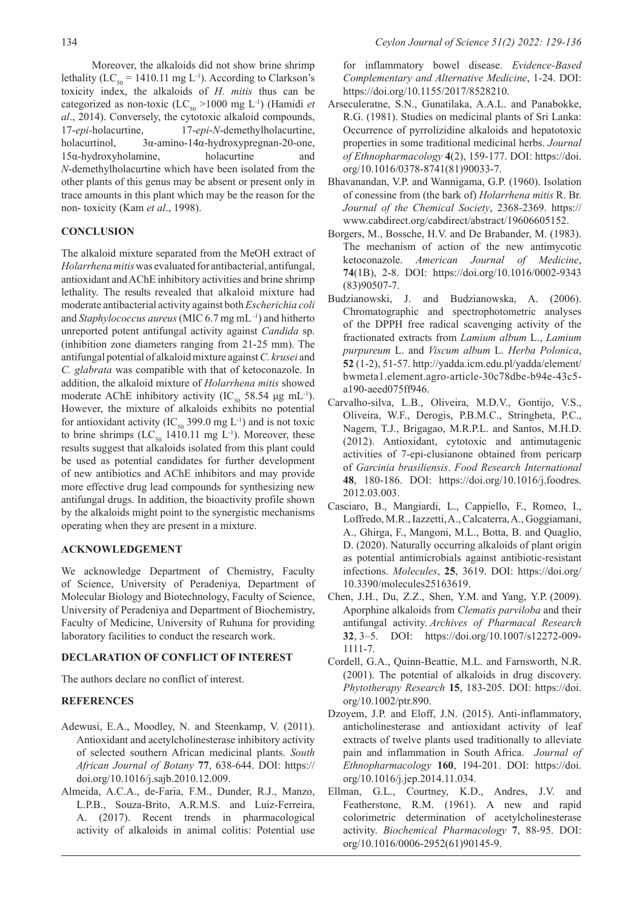Moreover, the alkaloids did not show brine shrimp lethality ($LC_{50}$ = 1410.11 mg $L^{-1}$). According to Clarkson's toxicity index, the alkaloids of *H. mitis* thus can be categorized as non-toxic ($LC_{50}$ >1000 mg $L^{-1}$) (Hamidi *et al*., 2014). Conversely, the cytotoxic alkaloid compounds, 17-*epi*-holacurtine, 17-*epi*-*N*-demethylholacurtine, holacurtinol, 3α-amino-14α-hydroxypregnan-20-one, 15α-hydroxyholamine, holacurtine and *N*-demethylholacurtine which have been isolated from the other plants of this genus may be absent or present only in trace amounts in this plant which may be the reason for the non- toxicity (Kam *et al*., 1998).

## CONCLUSION

The alkaloid mixture separated from the MeOH extract of *Holarrhena mitis* was evaluated for antibacterial, antifungal, antioxidant and AChE inhibitory activities and brine shrimp lethality. The results revealed that alkaloid mixture had moderate antibacterial activity against both *Escherichia coli* and *Staphylococcus aureus* (MIC 6.7 mg $mL^{-1}$) and hitherto unreported potent antifungal activity against *Candida* sp. (inhibition zone diameters ranging from 21-25 mm). The antifungal potential of alkaloid mixture against *C. krusei* and *C. glabrata* was compatible with that of ketoconazole. In addition, the alkaloid mixture of *Holarrhena mitis* showed moderate AChE inhibitory activity ($IC_{50}$ 58.54 µg $mL^{-1}$). However, the mixture of alkaloids exhibits no potential for antioxidant activity ($IC_{50}$ 399.0 mg $L^{-1}$) and is not toxic to brine shrimps ($LC_{50}$ 1410.11 mg $L^{-1}$). Moreover, these results suggest that alkaloids isolated from this plant could be used as potential candidates for further development of new antibiotics and AChE inhibitors and may provide more effective drug lead compounds for synthesizing new antifungal drugs. In addition, the bioactivity profile shown by the alkaloids might point to the synergistic mechanisms operating when they are present in a mixture.

## ACKNOWLEDGEMENT

We acknowledge Department of Chemistry, Faculty of Science, University of Peradeniya, Department of Molecular Biology and Biotechnology, Faculty of Science, University of Peradeniya and Department of Biochemistry, Faculty of Medicine, University of Ruhuna for providing laboratory facilities to conduct the research work.

## DECLARATION OF CONFLICT OF INTEREST

The authors declare no conflict of interest.

## REFERENCES

Adewusi, E.A., Moodley, N. and Steenkamp, V. (2011). Antioxidant and acetylcholinesterase inhibitory activity of selected southern African medicinal plants. *South African Journal of Botany* **77**, 638-644. DOI: https://doi.org/10.1016/j.sajb.2010.12.009.

Almeida, A.C.A., de-Faria, F.M., Dunder, R.J., Manzo, L.P.B., Souza-Brito, A.R.M.S. and Luiz-Ferreira, A. (2017). Recent trends in pharmacological activity of alkaloids in animal colitis: Potential use for inflammatory bowel disease. *Evidence-Based Complementary and Alternative Medicine*, 1-24. DOI: https://doi.org/10.1155/2017/8528210.

Arseculeratne, S.N., Gunatilaka, A.A.L. and Panabokke, R.G. (1981). Studies on medicinal plants of Sri Lanka: Occurrence of pyrrolizidine alkaloids and hepatotoxic properties in some traditional medicinal herbs. *Journal of Ethnopharmacology* **4**(2), 159-177. DOI: https://doi.org/10.1016/0378-8741(81)90033-7.

Bhavanandan, V.P. and Wannigama, G.P. (1960). Isolation of conessine from (the bark of) *Holarrhena mitis* R. Br. *Journal of the Chemical Society*, 2368-2369. https://www.cabdirect.org/cabdirect/abstract/19606605152.

Borgers, M., Bossche, H.V. and De Brabander, M. (1983). The mechanism of action of the new antimycotic ketoconazole. *American Journal of Medicine*, **74**(1B), 2-8. DOI: https://doi.org/10.1016/0002-9343(83)90507-7.

Budzianowski, J. and Budzianowska, A. (2006). Chromatographic and spectrophotometric analyses of the DPPH free radical scavenging activity of the fractionated extracts from *Lamium album* L., *Lamium purpureum* L. and *Viscum album* L. *Herba Polonica*, **52** (1-2), 51-57. http://yadda.icm.edu.pl/yadda/element/bwmeta1.element.agro-article-30c78dbe-b94e-43c5-a190-aeed075ff946.

Carvalho-silva, L.B., Oliveira, M.D.V., Gontijo, V.S., Oliveira, W.F., Derogis, P.B.M.C., Stringheta, P.C., Nagem, T.J., Brigagao, M.R.P.L. and Santos, M.H.D. (2012). Antioxidant, cytotoxic and antimutagenic activities of 7-epi-clusianone obtained from pericarp of *Garcinia brasiliensis*. *Food Research International* **48**, 180-186. DOI: https://doi.org/10.1016/j.foodres.2012.03.003.

Casciaro, B., Mangiardi, L., Cappiello, F., Romeo, I., Loffredo, M.R., Iazzetti, A., Calcaterra, A., Goggiamani, A., Ghirga, F., Mangoni, M.L., Botta, B. and Quaglio, D. (2020). Naturally occurring alkaloids of plant origin as potential antimicrobials against antibiotic-resistant infections. *Molecules*, **25**, 3619. DOI: https://doi.org/10.3390/molecules25163619.

Chen, J.H., Du, Z.Z., Shen, Y.M. and Yang, Y.P. (2009). Aporphine alkaloids from *Clematis parviloba* and their antifungal activity. *Archives of Pharmacal Research* **32**, 3–5. DOI: https://doi.org/10.1007/s12272-009-1111-7.

Cordell, G.A., Quinn-Beattie, M.L. and Farnsworth, N.R. (2001). The potential of alkaloids in drug discovery. *Phytotherapy Research* **15**, 183-205. DOI: https://doi.org/10.1002/ptr.890.

Dzoyem, J.P. and Eloff, J.N. (2015). Anti-inflammatory, anticholinesterase and antioxidant activity of leaf extracts of twelve plants used traditionally to alleviate pain and inflammation in South Africa. *Journal of Ethnopharmacology* **160**, 194-201. DOI: https://doi.org/10.1016/j.jep.2014.11.034.

Ellman, G.L., Courtney, K.D., Andres, J.V. and Featherstone, R.M. (1961). A new and rapid colorimetric determination of acetylcholinesterase activity. *Biochemical Pharmacology* **7**, 88-95. DOI: org/10.1016/0006-2952(61)90145-9.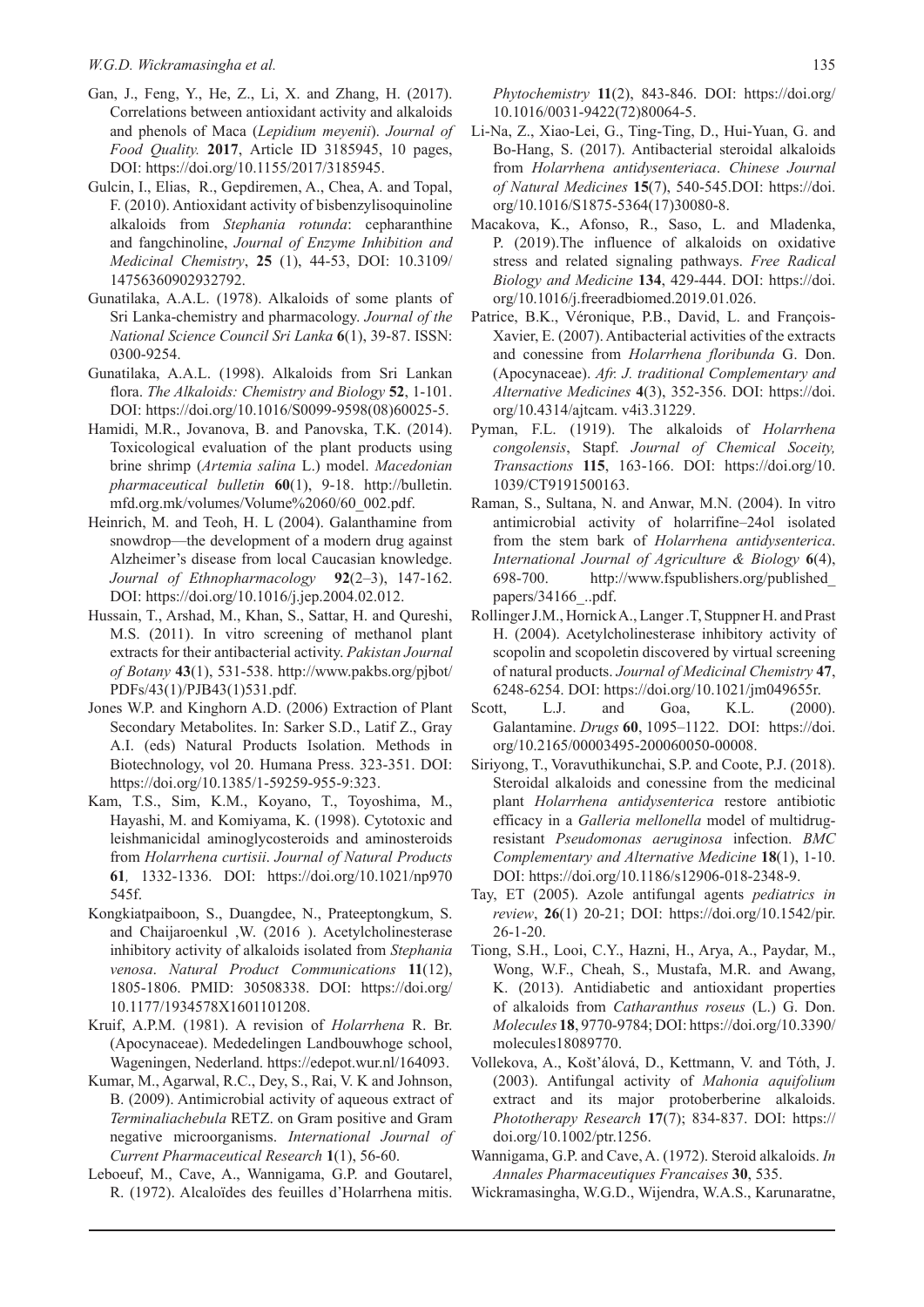Gan, J., Feng, Y., He, Z., Li, X. and Zhang, H. (2017). Correlations between antioxidant activity and alkaloids and phenols of Maca (*Lepidium meyenii*). *Journal of Food Quality.* **2017**, Article ID 3185945, 10 pages, DOI: https://doi.org/10.1155/2017/3185945.

Gulcin, I., Elias, R., Gepdiremen, A., Chea, A. and Topal, F. (2010). Antioxidant activity of bisbenzylisoquinoline alkaloids from *Stephania rotunda*: cepharanthine and fangchinoline, *Journal of Enzyme Inhibition and Medicinal Chemistry*, **25** (1), 44-53, DOI: 10.3109/14756360902932792.

Gunatilaka, A.A.L. (1978). Alkaloids of some plants of Sri Lanka-chemistry and pharmacology. *Journal of the National Science Council Sri Lanka* **6**(1), 39-87. ISSN: 0300-9254.

Gunatilaka, A.A.L. (1998). Alkaloids from Sri Lankan flora. *The Alkaloids: Chemistry and Biology* **52**, 1-101. DOI: https://doi.org/10.1016/S0099-9598(08)60025-5.

Hamidi, M.R., Jovanova, B. and Panovska, T.K. (2014). Toxicological evaluation of the plant products using brine shrimp (*Artemia salina* L.) model. *Macedonian pharmaceutical bulletin* **60**(1), 9-18. http://bulletin.mfd.org.mk/volumes/Volume%2060/60_002.pdf.

Heinrich, M. and Teoh, H. L (2004). Galanthamine from snowdrop—the development of a modern drug against Alzheimer's disease from local Caucasian knowledge. *Journal of Ethnopharmacology* **92**(2–3), 147-162. DOI: https://doi.org/10.1016/j.jep.2004.02.012.

Hussain, T., Arshad, M., Khan, S., Sattar, H. and Qureshi, M.S. (2011). In vitro screening of methanol plant extracts for their antibacterial activity. *Pakistan Journal of Botany* **43**(1), 531-538. http://www.pakbs.org/pjbot/PDFs/43(1)/PJB43(1)531.pdf.

Jones W.P. and Kinghorn A.D. (2006) Extraction of Plant Secondary Metabolites. In: Sarker S.D., Latif Z., Gray A.I. (eds) Natural Products Isolation. Methods in Biotechnology, vol 20. Humana Press. 323-351. DOI: https://doi.org/10.1385/1-59259-955-9:323.

Kam, T.S., Sim, K.M., Koyano, T., Toyoshima, M., Hayashi, M. and Komiyama, K. (1998). Cytotoxic and leishmanicidal aminoglycosteroids and aminosteroids from *Holarrhena curtisii*. *Journal of Natural Products* **61***,* 1332-1336. DOI: https://doi.org/10.1021/np970545f.

Kongkiatpaiboon, S., Duangdee, N., Prateeptongkum, S. and Chaijaroenkul ,W. (2016 ). Acetylcholinesterase inhibitory activity of alkaloids isolated from *Stephania venosa*. *Natural Product Communications* **11**(12), 1805-1806. PMID: 30508338. DOI: https://doi.org/10.1177/1934578X1601101208.

Kruif, A.P.M. (1981). A revision of *Holarrhena* R. Br. (Apocynaceae). Mededelingen Landbouwhoge school, Wageningen, Nederland. https://edepot.wur.nl/164093.

Kumar, M., Agarwal, R.C., Dey, S., Rai, V. K and Johnson, B. (2009). Antimicrobial activity of aqueous extract of *Terminaliachebula* RETZ. on Gram positive and Gram negative microorganisms. *International Journal of Current Pharmaceutical Research* **1**(1), 56-60.

Leboeuf, M., Cave, A., Wannigama, G.P. and Goutarel, R. (1972). Alcaloïdes des feuilles d'Holarrhena mitis. *Phytochemistry* **11**(2), 843-846. DOI: https://doi.org/10.1016/0031-9422(72)80064-5.

Li-Na, Z., Xiao-Lei, G., Ting-Ting, D., Hui-Yuan, G. and Bo-Hang, S. (2017). Antibacterial steroidal alkaloids from *Holarrhena antidysenteriaca*. *Chinese Journal of Natural Medicines* **15**(7), 540-545.DOI: https://doi.org/10.1016/S1875-5364(17)30080-8.

Macakova, K., Afonso, R., Saso, L. and Mladenka, P. (2019).The influence of alkaloids on oxidative stress and related signaling pathways. *Free Radical Biology and Medicine* **134**, 429-444. DOI: https://doi.org/10.1016/j.freeradbiomed.2019.01.026.

Patrice, B.K., Véronique, P.B., David, L. and François-Xavier, E. (2007). Antibacterial activities of the extracts and conessine from *Holarrhena floribunda* G. Don. (Apocynaceae). *Afr. J. traditional Complementary and Alternative Medicines* **4**(3), 352-356. DOI: https://doi.org/10.4314/ajtcam. v4i3.31229.

Pyman, F.L. (1919). The alkaloids of *Holarrhena congolensis*, Stapf. *Journal of Chemical Soceity, Transactions* **115**, 163-166. DOI: https://doi.org/10.1039/CT9191500163.

Raman, S., Sultana, N. and Anwar, M.N. (2004). In vitro antimicrobial activity of holarrifine–24ol isolated from the stem bark of *Holarrhena antidysenterica*. *International Journal of Agriculture & Biology* **6**(4), 698-700. http://www.fspublishers.org/published_papers/34166_..pdf.

Rollinger J.M., Hornick A., Langer .T, Stuppner H. and Prast H. (2004). Acetylcholinesterase inhibitory activity of scopolin and scopoletin discovered by virtual screening of natural products. *Journal of Medicinal Chemistry* **47**, 6248-6254. DOI: https://doi.org/10.1021/jm049655r.

Scott, L.J. and Goa, K.L. (2000). Galantamine. *Drugs* **60**, 1095–1122. DOI: https://doi.org/10.2165/00003495-200060050-00008.

Siriyong, T., Voravuthikunchai, S.P. and Coote, P.J. (2018). Steroidal alkaloids and conessine from the medicinal plant *Holarrhena antidysenterica* restore antibiotic efficacy in a *Galleria mellonella* model of multidrug-resistant *Pseudomonas aeruginosa* infection. *BMC Complementary and Alternative Medicine* **18**(1), 1-10. DOI: https://doi.org/10.1186/s12906-018-2348-9.

Tay, ET (2005). Azole antifungal agents *pediatrics in review*, **26**(1) 20-21; DOI: https://doi.org/10.1542/pir.26-1-20.

Tiong, S.H., Looi, C.Y., Hazni, H., Arya, A., Paydar, M., Wong, W.F., Cheah, S., Mustafa, M.R. and Awang, K. (2013). Antidiabetic and antioxidant properties of alkaloids from *Catharanthus roseus* (L.) G. Don. *Molecules* **18**, 9770-9784; DOI: https://doi.org/10.3390/molecules18089770.

Vollekova, A., Košťálová, D., Kettmann, V. and Tóth, J. (2003). Antifungal activity of *Mahonia aquifolium* extract and its major protoberberine alkaloids. *Phototherapy Research* **17**(7); 834-837. DOI: https://doi.org/10.1002/ptr.1256.

Wannigama, G.P. and Cave, A. (1972). Steroid alkaloids. *In Annales Pharmaceutiques Francaises* **30**, 535.

Wickramasingha, W.G.D., Wijendra, W.A.S., Karunaratne,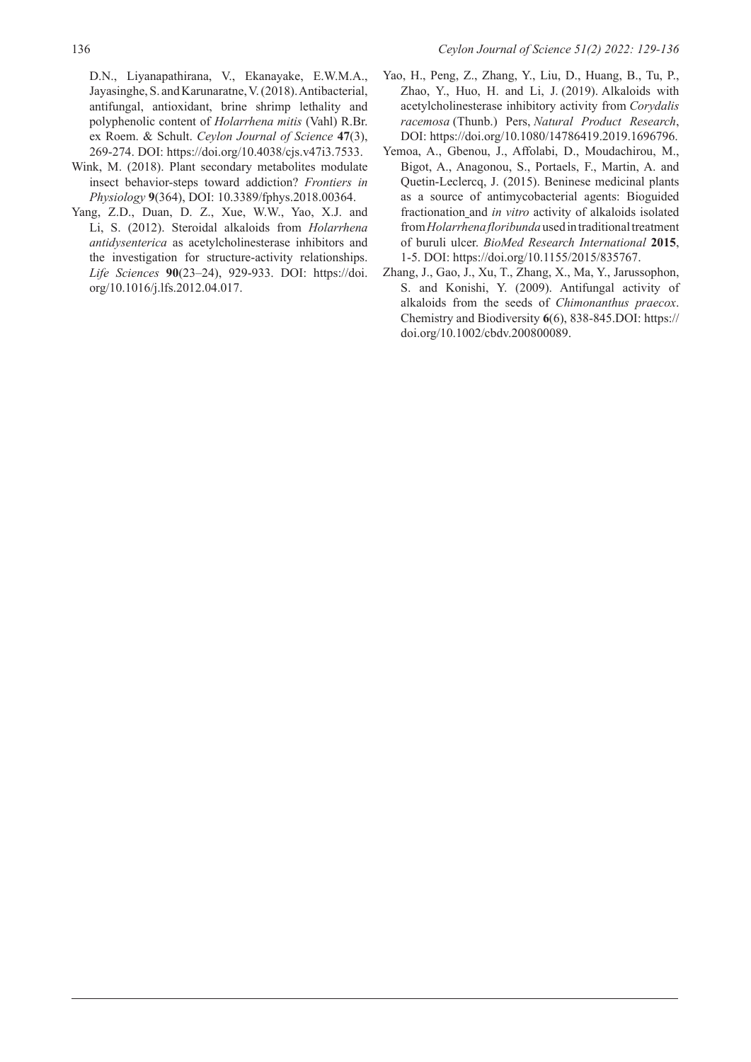D.N., Liyanapathirana, V., Ekanayake, E.W.M.A., Jayasinghe, S. and Karunaratne, V. (2018). Antibacterial, antifungal, antioxidant, brine shrimp lethality and polyphenolic content of *Holarrhena mitis* (Vahl) R.Br. ex Roem. & Schult. *Ceylon Journal of Science* **47**(3), 269-274. DOI: https://doi.org/10.4038/cjs.v47i3.7533.

Wink, M. (2018). Plant secondary metabolites modulate insect behavior-steps toward addiction? *Frontiers in Physiology* **9**(364), DOI: 10.3389/fphys.2018.00364.

Yang, Z.D., Duan, D. Z., Xue, W.W., Yao, X.J. and Li, S. (2012). Steroidal alkaloids from *Holarrhena antidysenterica* as acetylcholinesterase inhibitors and the investigation for structure-activity relationships. *Life Sciences* **90**(23–24), 929-933. DOI: https://doi.org/10.1016/j.lfs.2012.04.017.

Yao, H., Peng, Z., Zhang, Y., Liu, D., Huang, B., Tu, P., Zhao, Y., Huo, H. and Li, J. (2019). Alkaloids with acetylcholinesterase inhibitory activity from *Corydalis racemosa* (Thunb.) Pers, *Natural Product Research*, DOI: https://doi.org/10.1080/14786419.2019.1696796.

Yemoa, A., Gbenou, J., Affolabi, D., Moudachirou, M., Bigot, A., Anagonou, S., Portaels, F., Martin, A. and Quetin-Leclercq, J. (2015). Beninese medicinal plants as a source of antimycobacterial agents: Bioguided fractionation and *in vitro* activity of alkaloids isolated from *Holarrhena floribunda* used in traditional treatment of buruli ulcer. *BioMed Research International* **2015**, 1-5. DOI: https://doi.org/10.1155/2015/835767.

Zhang, J., Gao, J., Xu, T., Zhang, X., Ma, Y., Jarussophon, S. and Konishi, Y. (2009). Antifungal activity of alkaloids from the seeds of *Chimonanthus praecox*. Chemistry and Biodiversity **6**(6), 838-845.DOI: https://doi.org/10.1002/cbdv.200800089.